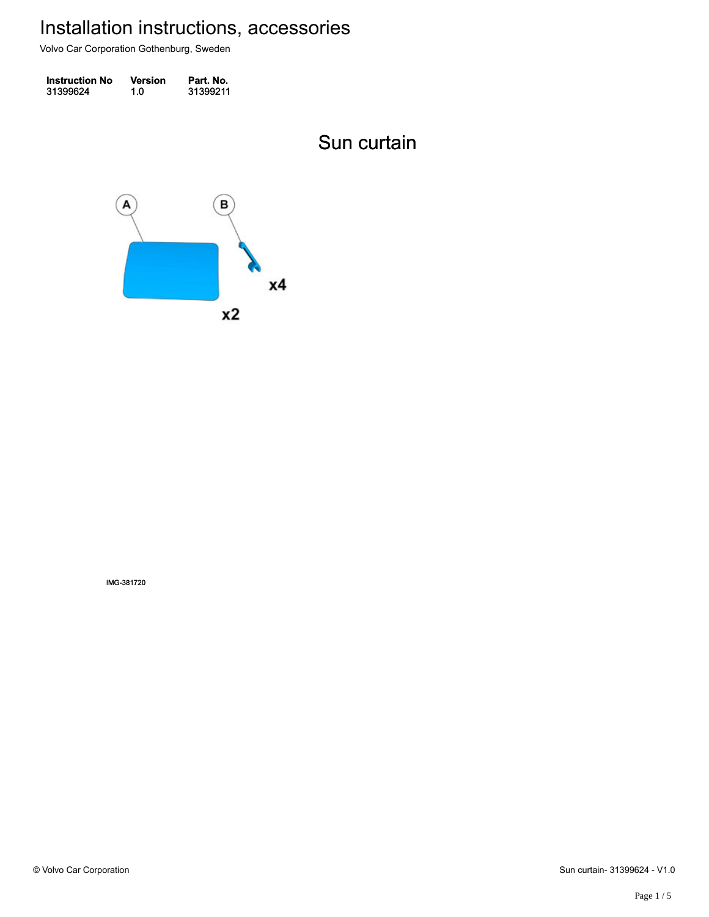# Installation instructions, accessories

Volvo Car Corporation Gothenburg, Sweden

| Instruction No | Version | Part. No. |
|---|---|---|
| 31399624 | 1.0 | 31399211 |

## Sun curtain

A x2

B x4

IMG-381720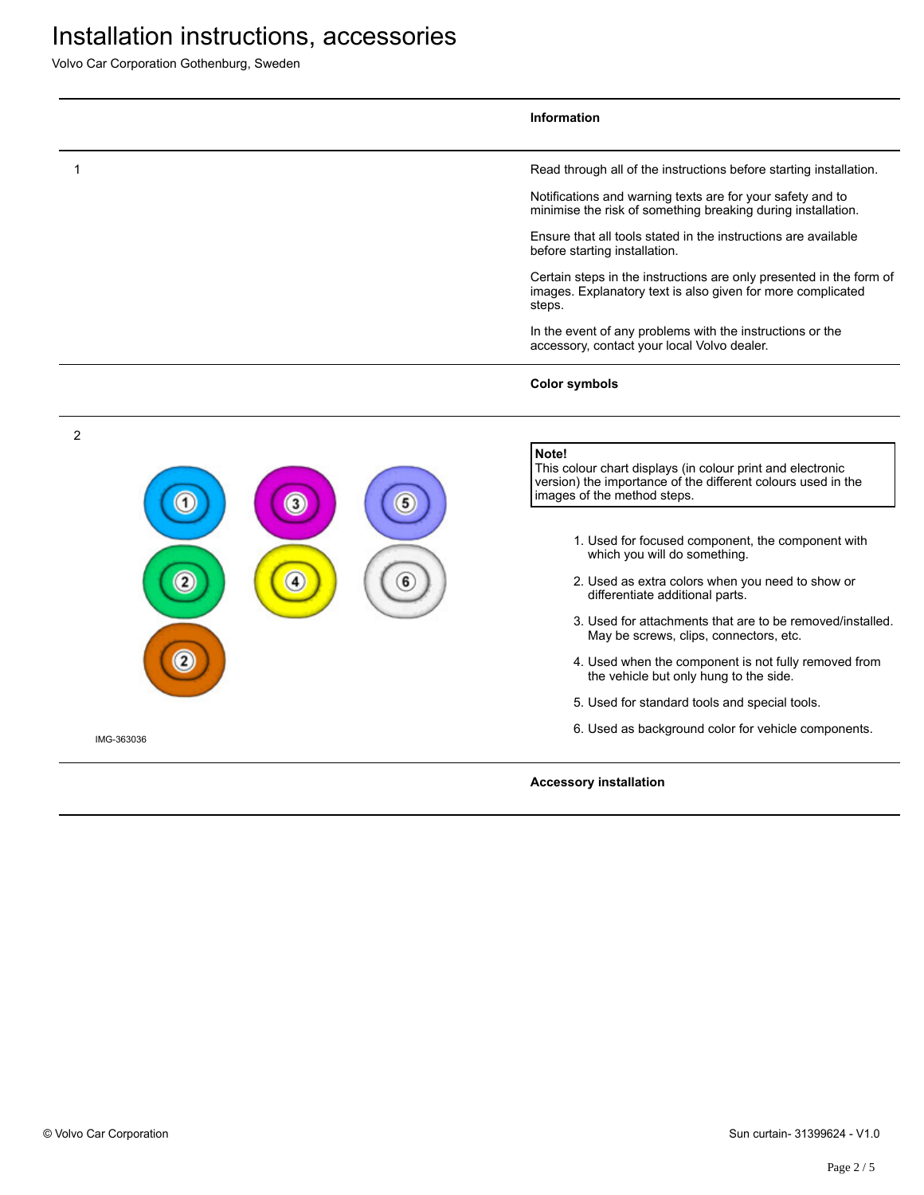# Installation instructions, accessories

Volvo Car Corporation Gothenburg, Sweden

## Information

1

Read through all of the instructions before starting installation.

Notifications and warning texts are for your safety and to minimise the risk of something breaking during installation.

Ensure that all tools stated in the instructions are available before starting installation.

Certain steps in the instructions are only presented in the form of images. Explanatory text is also given for more complicated steps.

In the event of any problems with the instructions or the accessory, contact your local Volvo dealer.

## Color symbols

2

1 3 5
2 4 6
2

IMG-363036

> **Note!**
> This colour chart displays (in colour print and electronic version) the importance of the different colours used in the images of the method steps.

1. Used for focused component, the component with which you will do something.
2. Used as extra colors when you need to show or differentiate additional parts.
3. Used for attachments that are to be removed/installed. May be screws, clips, connectors, etc.
4. Used when the component is not fully removed from the vehicle but only hung to the side.
5. Used for standard tools and special tools.
6. Used as background color for vehicle components.

## Accessory installation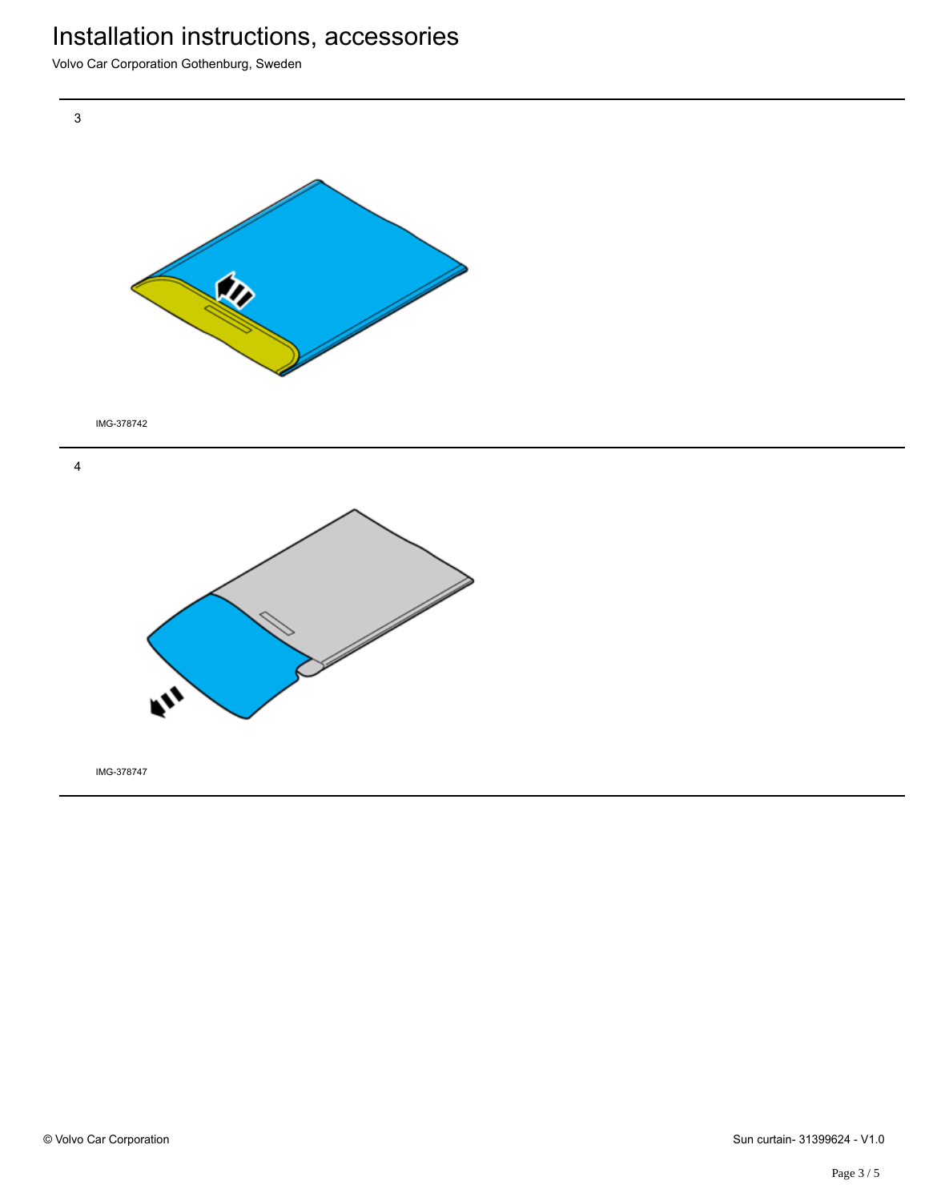# Installation instructions, accessories

Volvo Car Corporation Gothenburg, Sweden

3

IMG-378742

4

IMG-378747

© Volvo Car Corporation

Sun curtain- 31399624 - V1.0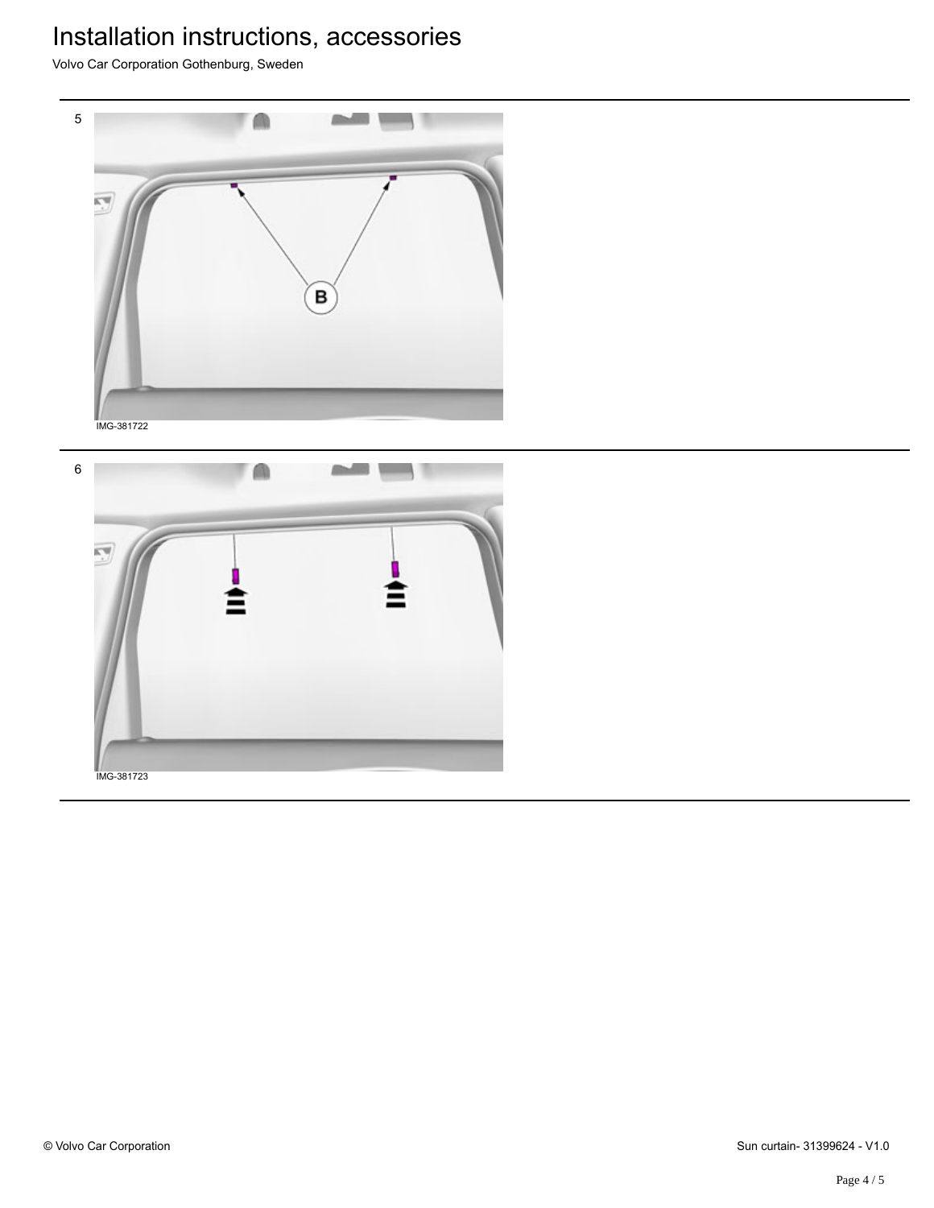5

B

IMG-381722

6

IMG-381723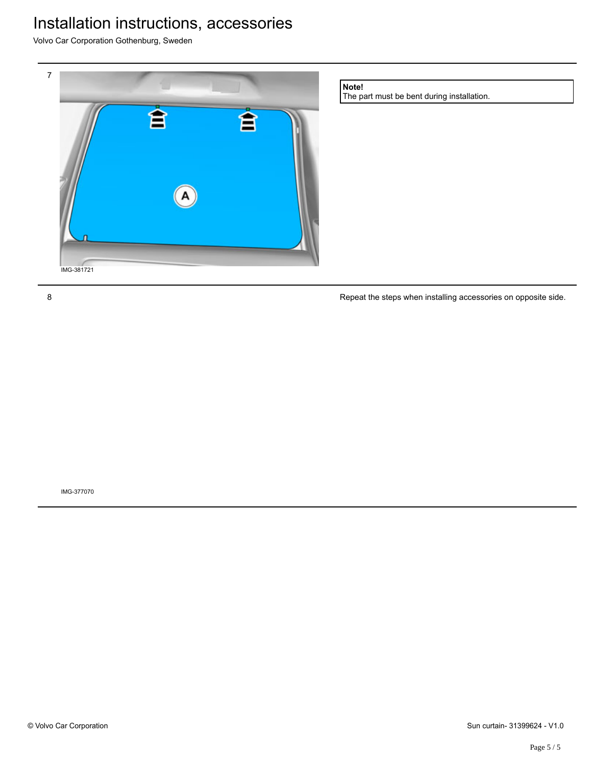# Installation instructions, accessories

Volvo Car Corporation Gothenburg, Sweden

7

IMG-381721

**Note!**
The part must be bent during installation.

8

Repeat the steps when installing accessories on opposite side.

IMG-377070

© Volvo Car Corporation

Sun curtain- 31399624 - V1.0